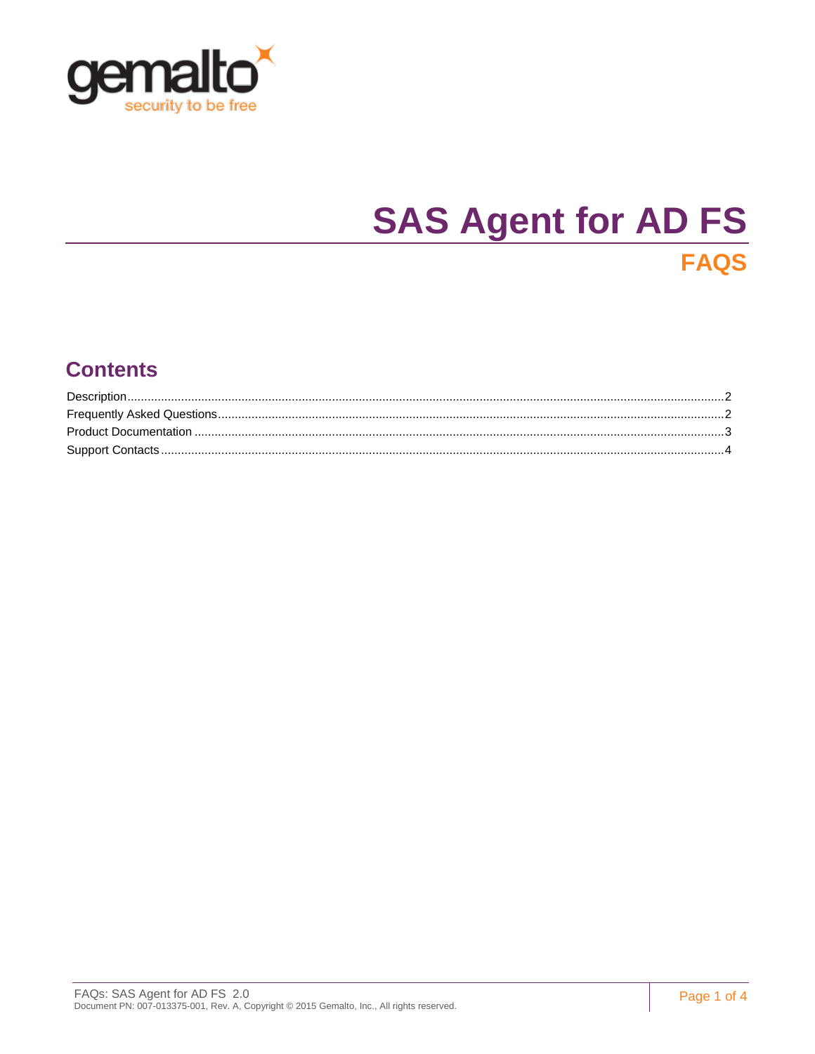# SAS Agent for AD FS

## FAQS

## Contents

Description...2
Frequently Asked Questions...2
Product Documentation...3
Support Contacts...4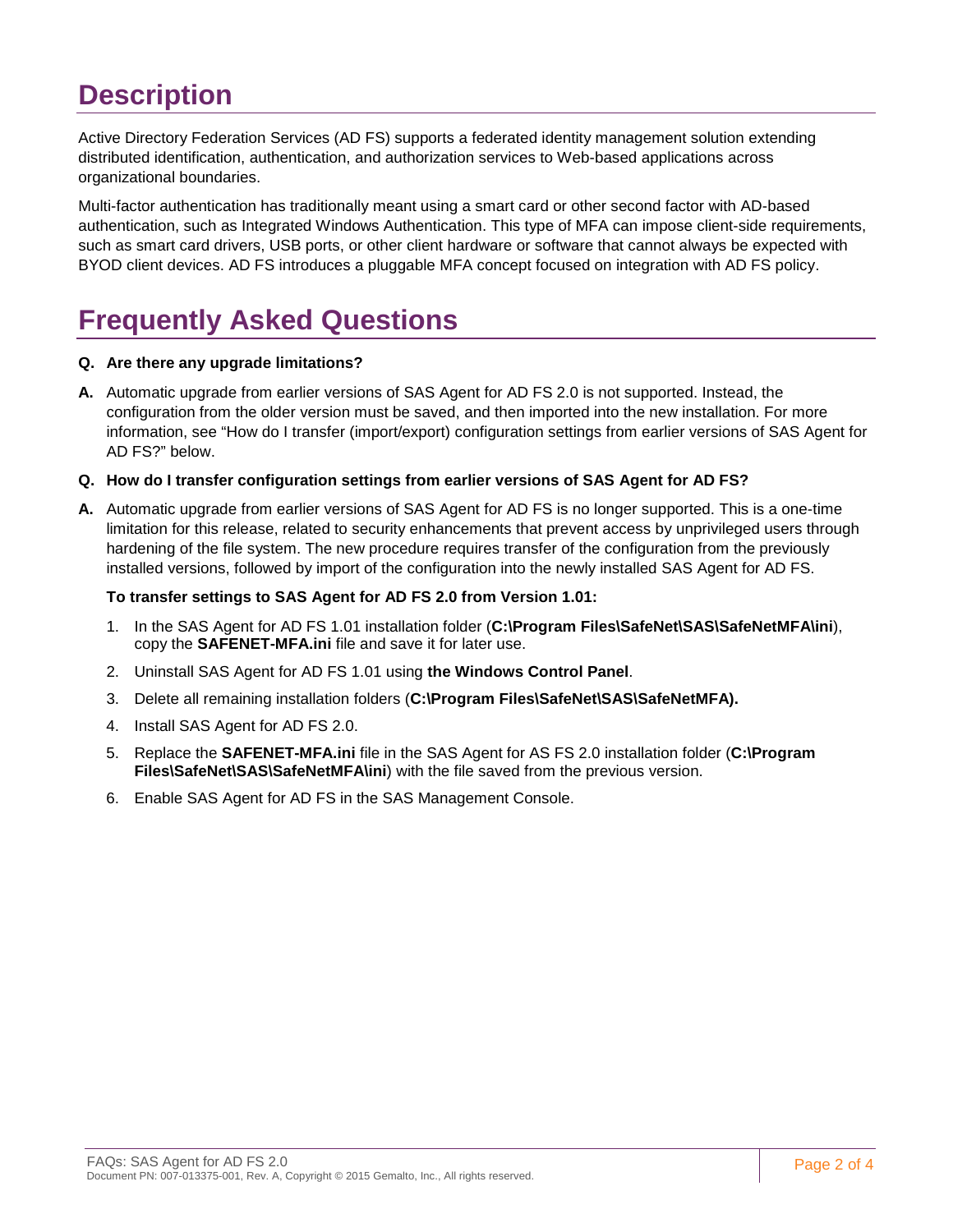# Description

Active Directory Federation Services (AD FS) supports a federated identity management solution extending distributed identification, authentication, and authorization services to Web-based applications across organizational boundaries.

Multi-factor authentication has traditionally meant using a smart card or other second factor with AD-based authentication, such as Integrated Windows Authentication. This type of MFA can impose client-side requirements, such as smart card drivers, USB ports, or other client hardware or software that cannot always be expected with BYOD client devices. AD FS introduces a pluggable MFA concept focused on integration with AD FS policy.

# Frequently Asked Questions

**Q. Are there any upgrade limitations?**

**A.** Automatic upgrade from earlier versions of SAS Agent for AD FS 2.0 is not supported. Instead, the configuration from the older version must be saved, and then imported into the new installation. For more information, see "How do I transfer (import/export) configuration settings from earlier versions of SAS Agent for AD FS?" below.

**Q. How do I transfer configuration settings from earlier versions of SAS Agent for AD FS?**

**A.** Automatic upgrade from earlier versions of SAS Agent for AD FS is no longer supported. This is a one-time limitation for this release, related to security enhancements that prevent access by unprivileged users through hardening of the file system. The new procedure requires transfer of the configuration from the previously installed versions, followed by import of the configuration into the newly installed SAS Agent for AD FS.

**To transfer settings to SAS Agent for AD FS 2.0 from Version 1.01:**

1. In the SAS Agent for AD FS 1.01 installation folder (**C:\Program Files\SafeNet\SAS\SafeNetMFA\ini**), copy the **SAFENET-MFA.ini** file and save it for later use.
2. Uninstall SAS Agent for AD FS 1.01 using **the Windows Control Panel**.
3. Delete all remaining installation folders (**C:\Program Files\SafeNet\SAS\SafeNetMFA).**
4. Install SAS Agent for AD FS 2.0.
5. Replace the **SAFENET-MFA.ini** file in the SAS Agent for AS FS 2.0 installation folder (**C:\Program Files\SafeNet\SAS\SafeNetMFA\ini**) with the file saved from the previous version.
6. Enable SAS Agent for AD FS in the SAS Management Console.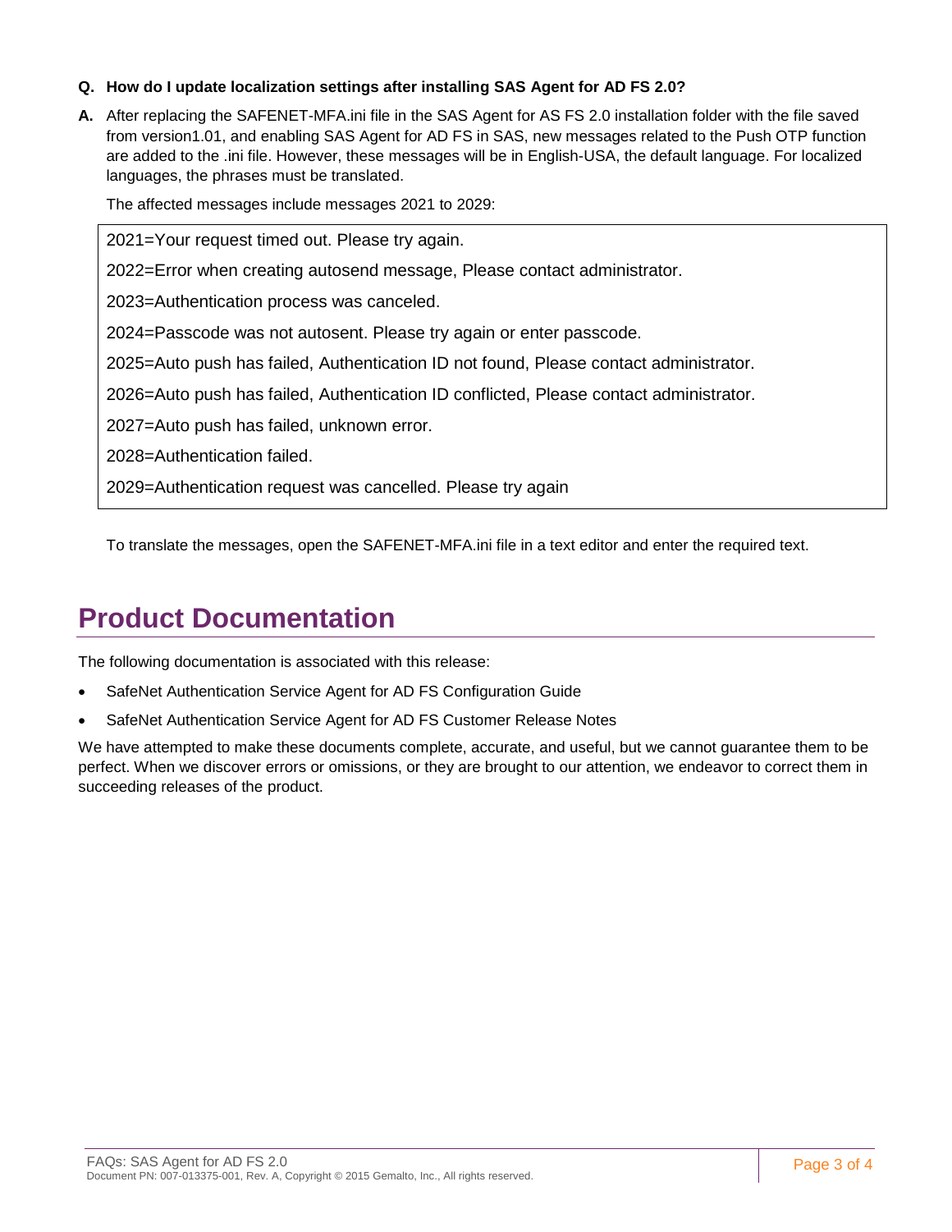**Q. How do I update localization settings after installing SAS Agent for AD FS 2.0?**

**A.** After replacing the SAFENET-MFA.ini file in the SAS Agent for AS FS 2.0 installation folder with the file saved from version1.01, and enabling SAS Agent for AD FS in SAS, new messages related to the Push OTP function are added to the .ini file. However, these messages will be in English-USA, the default language. For localized languages, the phrases must be translated.

The affected messages include messages 2021 to 2029:

```
2021=Your request timed out. Please try again.
2022=Error when creating autosend message, Please contact administrator.
2023=Authentication process was canceled.
2024=Passcode was not autosent. Please try again or enter passcode.
2025=Auto push has failed, Authentication ID not found, Please contact administrator.
2026=Auto push has failed, Authentication ID conflicted, Please contact administrator.
2027=Auto push has failed, unknown error.
2028=Authentication failed.
2029=Authentication request was cancelled. Please try again
```

To translate the messages, open the SAFENET-MFA.ini file in a text editor and enter the required text.

# Product Documentation

The following documentation is associated with this release:

- SafeNet Authentication Service Agent for AD FS Configuration Guide
- SafeNet Authentication Service Agent for AD FS Customer Release Notes

We have attempted to make these documents complete, accurate, and useful, but we cannot guarantee them to be perfect. When we discover errors or omissions, or they are brought to our attention, we endeavor to correct them in succeeding releases of the product.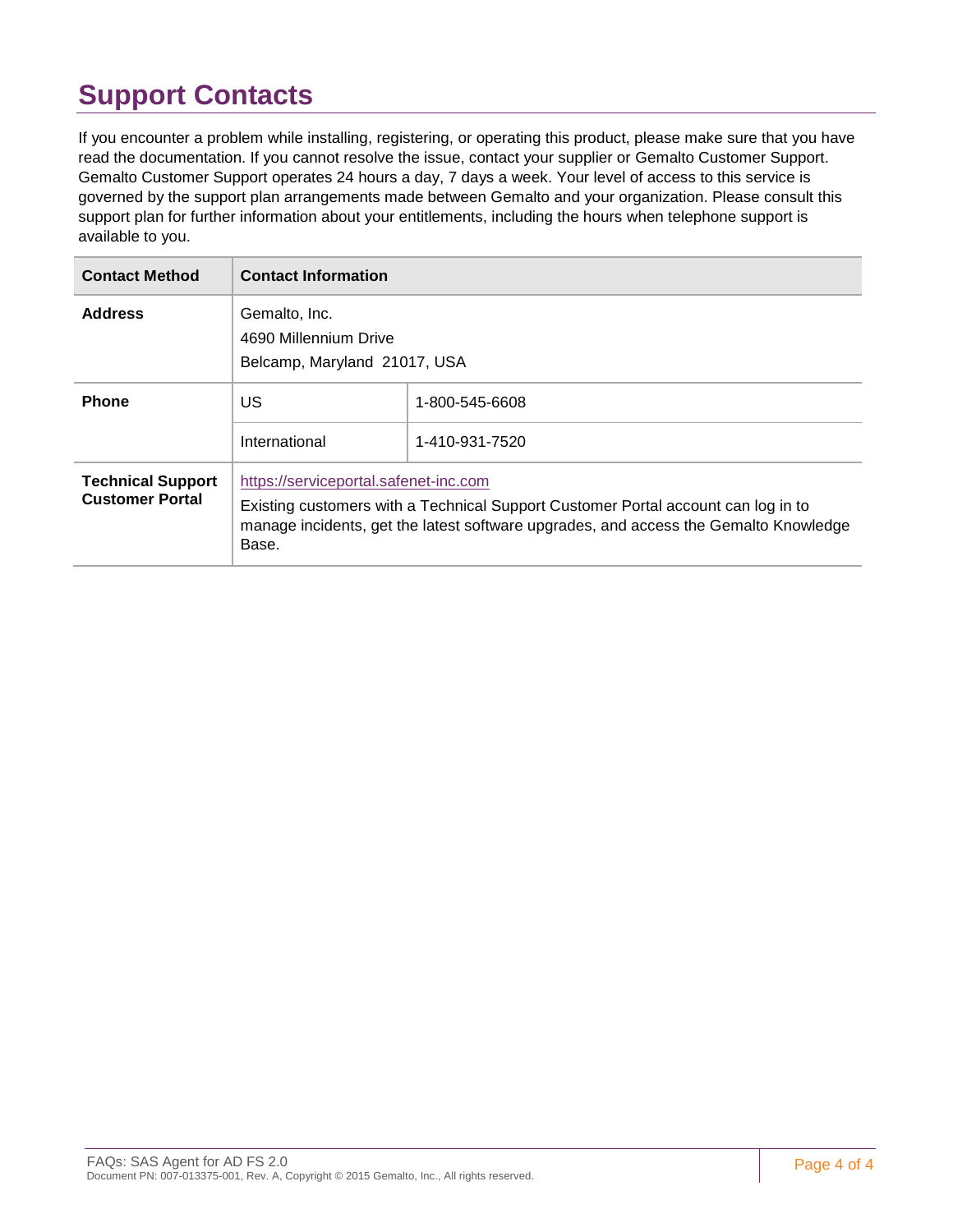# Support Contacts

If you encounter a problem while installing, registering, or operating this product, please make sure that you have read the documentation. If you cannot resolve the issue, contact your supplier or Gemalto Customer Support. Gemalto Customer Support operates 24 hours a day, 7 days a week. Your level of access to this service is governed by the support plan arrangements made between Gemalto and your organization. Please consult this support plan for further information about your entitlements, including the hours when telephone support is available to you.

| Contact Method | Contact Information | |
|---|---|---|
| **Address** | Gemalto, Inc.<br>4690 Millennium Drive<br>Belcamp, Maryland 21017, USA | |
| **Phone** | US | 1-800-545-6608 |
| | International | 1-410-931-7520 |
| **Technical Support Customer Portal** | https://serviceportal.safenet-inc.com<br>Existing customers with a Technical Support Customer Portal account can log in to manage incidents, get the latest software upgrades, and access the Gemalto Knowledge Base. | |